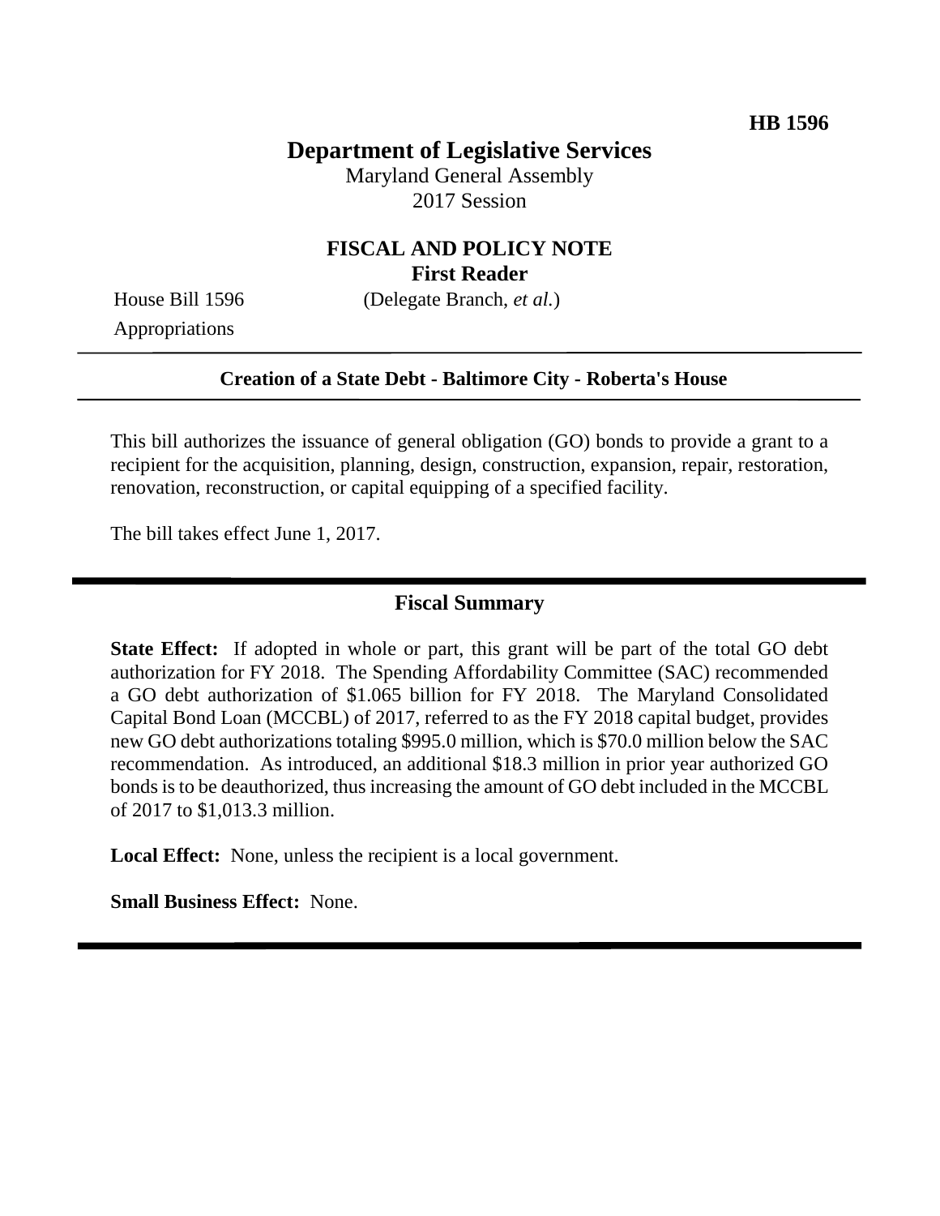**HB 1596**

# Department of Legislative Services

Maryland General Assembly
2017 Session

## FISCAL AND POLICY NOTE

**First Reader**

House Bill 1596 (Delegate Branch, *et al.*)
Appropriations

---

**Creation of a State Debt - Baltimore City - Roberta's House**

---

This bill authorizes the issuance of general obligation (GO) bonds to provide a grant to a recipient for the acquisition, planning, design, construction, expansion, repair, restoration, renovation, reconstruction, or capital equipping of a specified facility.

The bill takes effect June 1, 2017.

---

## Fiscal Summary

**State Effect:** If adopted in whole or part, this grant will be part of the total GO debt authorization for FY 2018. The Spending Affordability Committee (SAC) recommended a GO debt authorization of $1.065 billion for FY 2018. The Maryland Consolidated Capital Bond Loan (MCCBL) of 2017, referred to as the FY 2018 capital budget, provides new GO debt authorizations totaling $995.0 million, which is $70.0 million below the SAC recommendation. As introduced, an additional $18.3 million in prior year authorized GO bonds is to be deauthorized, thus increasing the amount of GO debt included in the MCCBL of 2017 to $1,013.3 million.

**Local Effect:** None, unless the recipient is a local government.

**Small Business Effect:** None.

---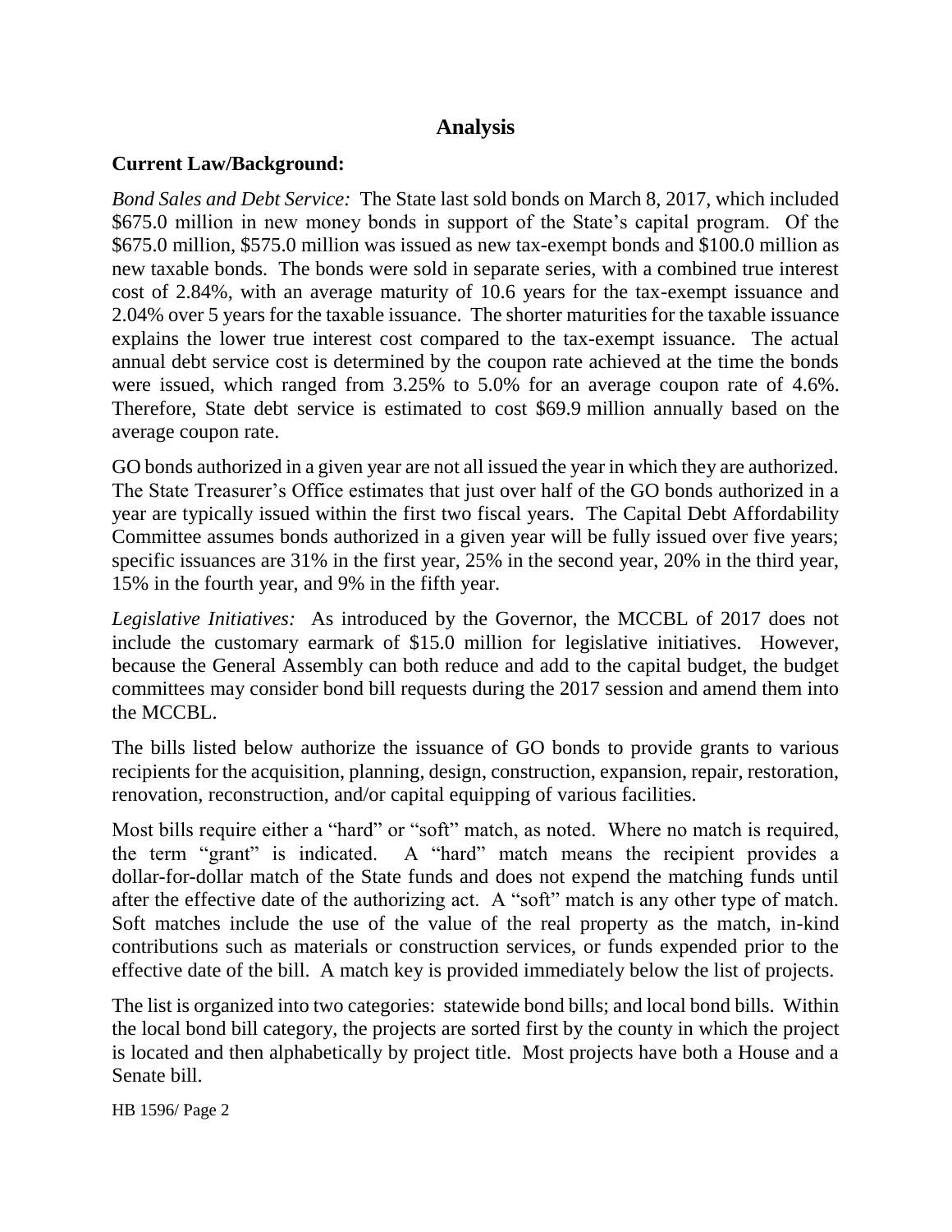# Analysis

## Current Law/Background:

*Bond Sales and Debt Service:* The State last sold bonds on March 8, 2017, which included $675.0 million in new money bonds in support of the State's capital program. Of the $675.0 million, $575.0 million was issued as new tax-exempt bonds and $100.0 million as new taxable bonds. The bonds were sold in separate series, with a combined true interest cost of 2.84%, with an average maturity of 10.6 years for the tax-exempt issuance and 2.04% over 5 years for the taxable issuance. The shorter maturities for the taxable issuance explains the lower true interest cost compared to the tax-exempt issuance. The actual annual debt service cost is determined by the coupon rate achieved at the time the bonds were issued, which ranged from 3.25% to 5.0% for an average coupon rate of 4.6%. Therefore, State debt service is estimated to cost $69.9 million annually based on the average coupon rate.

GO bonds authorized in a given year are not all issued the year in which they are authorized. The State Treasurer's Office estimates that just over half of the GO bonds authorized in a year are typically issued within the first two fiscal years. The Capital Debt Affordability Committee assumes bonds authorized in a given year will be fully issued over five years; specific issuances are 31% in the first year, 25% in the second year, 20% in the third year, 15% in the fourth year, and 9% in the fifth year.

*Legislative Initiatives:* As introduced by the Governor, the MCCBL of 2017 does not include the customary earmark of $15.0 million for legislative initiatives. However, because the General Assembly can both reduce and add to the capital budget, the budget committees may consider bond bill requests during the 2017 session and amend them into the MCCBL.

The bills listed below authorize the issuance of GO bonds to provide grants to various recipients for the acquisition, planning, design, construction, expansion, repair, restoration, renovation, reconstruction, and/or capital equipping of various facilities.

Most bills require either a "hard" or "soft" match, as noted. Where no match is required, the term "grant" is indicated. A "hard" match means the recipient provides a dollar-for-dollar match of the State funds and does not expend the matching funds until after the effective date of the authorizing act. A "soft" match is any other type of match. Soft matches include the use of the value of the real property as the match, in-kind contributions such as materials or construction services, or funds expended prior to the effective date of the bill. A match key is provided immediately below the list of projects.

The list is organized into two categories: statewide bond bills; and local bond bills. Within the local bond bill category, the projects are sorted first by the county in which the project is located and then alphabetically by project title. Most projects have both a House and a Senate bill.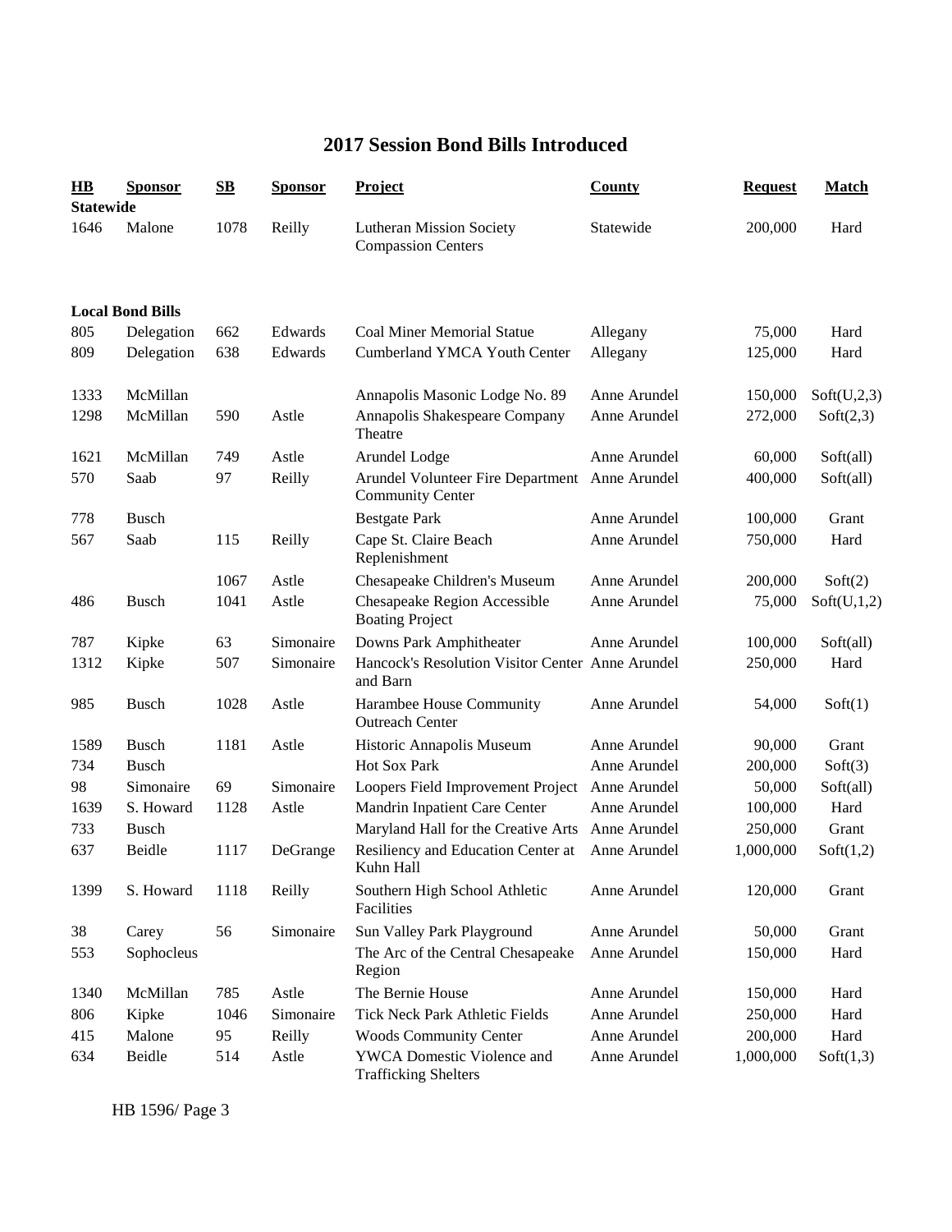# 2017 Session Bond Bills Introduced

| HB | Sponsor | SB | Sponsor | Project | County | Request | Match |
|---|---|---|---|---|---|---|---|
| **Statewide** | | | | | | | |
| 1646 | Malone | 1078 | Reilly | Lutheran Mission Society Compassion Centers | Statewide | 200,000 | Hard |
| **Local Bond Bills** | | | | | | | |
| 805 | Delegation | 662 | Edwards | Coal Miner Memorial Statue | Allegany | 75,000 | Hard |
| 809 | Delegation | 638 | Edwards | Cumberland YMCA Youth Center | Allegany | 125,000 | Hard |
| 1333 | McMillan | | | Annapolis Masonic Lodge No. 89 | Anne Arundel | 150,000 | Soft(U,2,3) |
| 1298 | McMillan | 590 | Astle | Annapolis Shakespeare Company Theatre | Anne Arundel | 272,000 | Soft(2,3) |
| 1621 | McMillan | 749 | Astle | Arundel Lodge | Anne Arundel | 60,000 | Soft(all) |
| 570 | Saab | 97 | Reilly | Arundel Volunteer Fire Department Community Center | Anne Arundel | 400,000 | Soft(all) |
| 778 | Busch | | | Bestgate Park | Anne Arundel | 100,000 | Grant |
| 567 | Saab | 115 | Reilly | Cape St. Claire Beach Replenishment | Anne Arundel | 750,000 | Hard |
| | | 1067 | Astle | Chesapeake Children's Museum | Anne Arundel | 200,000 | Soft(2) |
| 486 | Busch | 1041 | Astle | Chesapeake Region Accessible Boating Project | Anne Arundel | 75,000 | Soft(U,1,2) |
| 787 | Kipke | 63 | Simonaire | Downs Park Amphitheater | Anne Arundel | 100,000 | Soft(all) |
| 1312 | Kipke | 507 | Simonaire | Hancock's Resolution Visitor Center and Barn | Anne Arundel | 250,000 | Hard |
| 985 | Busch | 1028 | Astle | Harambee House Community Outreach Center | Anne Arundel | 54,000 | Soft(1) |
| 1589 | Busch | 1181 | Astle | Historic Annapolis Museum | Anne Arundel | 90,000 | Grant |
| 734 | Busch | | | Hot Sox Park | Anne Arundel | 200,000 | Soft(3) |
| 98 | Simonaire | 69 | Simonaire | Loopers Field Improvement Project | Anne Arundel | 50,000 | Soft(all) |
| 1639 | S. Howard | 1128 | Astle | Mandrin Inpatient Care Center | Anne Arundel | 100,000 | Hard |
| 733 | Busch | | | Maryland Hall for the Creative Arts | Anne Arundel | 250,000 | Grant |
| 637 | Beidle | 1117 | DeGrange | Resiliency and Education Center at Kuhn Hall | Anne Arundel | 1,000,000 | Soft(1,2) |
| 1399 | S. Howard | 1118 | Reilly | Southern High School Athletic Facilities | Anne Arundel | 120,000 | Grant |
| 38 | Carey | 56 | Simonaire | Sun Valley Park Playground | Anne Arundel | 50,000 | Grant |
| 553 | Sophocleus | | | The Arc of the Central Chesapeake Region | Anne Arundel | 150,000 | Hard |
| 1340 | McMillan | 785 | Astle | The Bernie House | Anne Arundel | 150,000 | Hard |
| 806 | Kipke | 1046 | Simonaire | Tick Neck Park Athletic Fields | Anne Arundel | 250,000 | Hard |
| 415 | Malone | 95 | Reilly | Woods Community Center | Anne Arundel | 200,000 | Hard |
| 634 | Beidle | 514 | Astle | YWCA Domestic Violence and Trafficking Shelters | Anne Arundel | 1,000,000 | Soft(1,3) |

HB 1596/ Page 3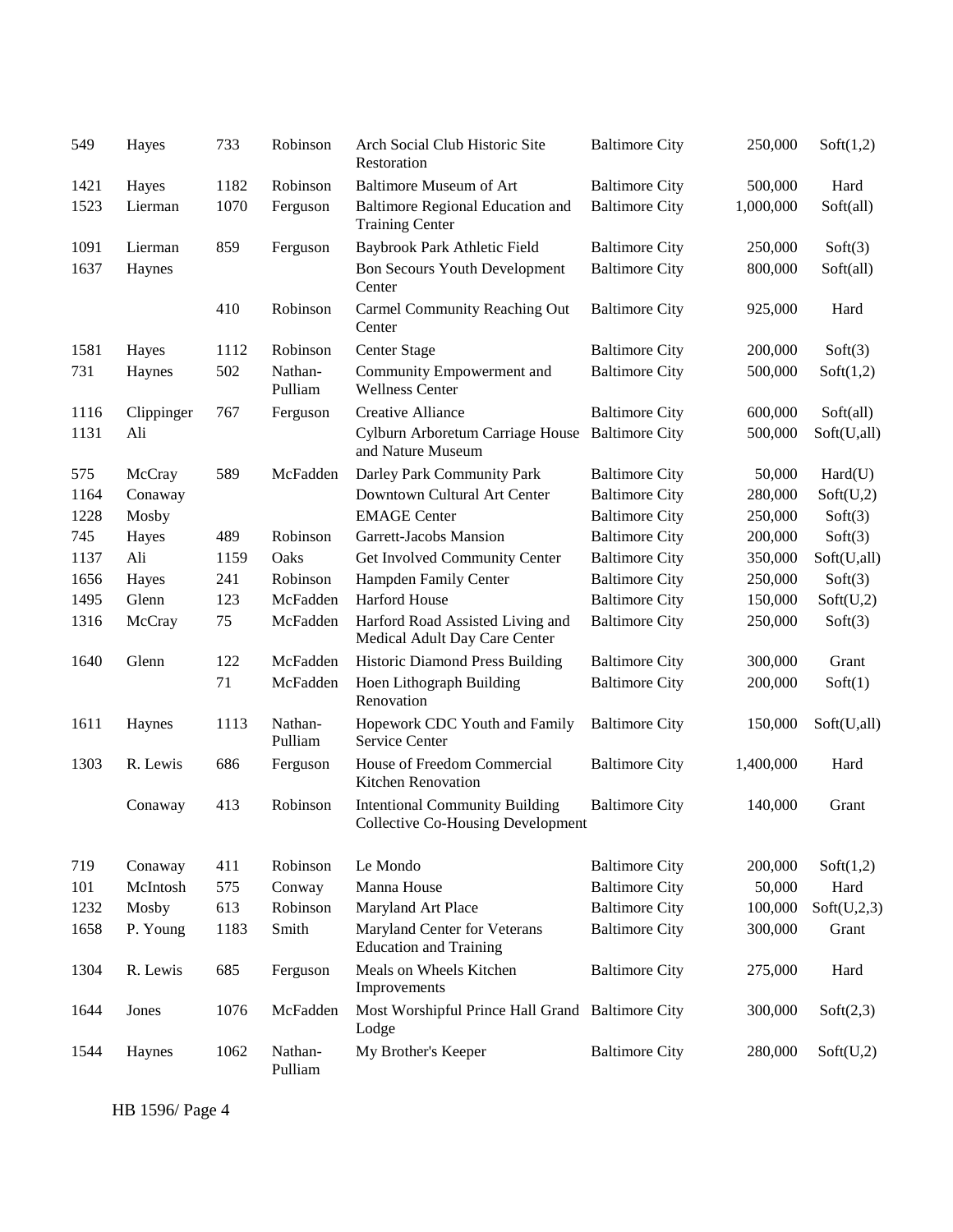| | | | | | | | |
|---|---|---|---|---|---|---|---|
| 549 | Hayes | 733 | Robinson | Arch Social Club Historic Site Restoration | Baltimore City | 250,000 | Soft(1,2) |
| 1421 | Hayes | 1182 | Robinson | Baltimore Museum of Art | Baltimore City | 500,000 | Hard |
| 1523 | Lierman | 1070 | Ferguson | Baltimore Regional Education and Training Center | Baltimore City | 1,000,000 | Soft(all) |
| 1091 | Lierman | 859 | Ferguson | Baybrook Park Athletic Field | Baltimore City | 250,000 | Soft(3) |
| 1637 | Haynes | | | Bon Secours Youth Development Center | Baltimore City | 800,000 | Soft(all) |
| | | 410 | Robinson | Carmel Community Reaching Out Center | Baltimore City | 925,000 | Hard |
| 1581 | Hayes | 1112 | Robinson | Center Stage | Baltimore City | 200,000 | Soft(3) |
| 731 | Haynes | 502 | Nathan-Pulliam | Community Empowerment and Wellness Center | Baltimore City | 500,000 | Soft(1,2) |
| 1116 | Clippinger | 767 | Ferguson | Creative Alliance | Baltimore City | 600,000 | Soft(all) |
| 1131 | Ali | | | Cylburn Arboretum Carriage House and Nature Museum | Baltimore City | 500,000 | Soft(U,all) |
| 575 | McCray | 589 | McFadden | Darley Park Community Park | Baltimore City | 50,000 | Hard(U) |
| 1164 | Conaway | | | Downtown Cultural Art Center | Baltimore City | 280,000 | Soft(U,2) |
| 1228 | Mosby | | | EMAGE Center | Baltimore City | 250,000 | Soft(3) |
| 745 | Hayes | 489 | Robinson | Garrett-Jacobs Mansion | Baltimore City | 200,000 | Soft(3) |
| 1137 | Ali | 1159 | Oaks | Get Involved Community Center | Baltimore City | 350,000 | Soft(U,all) |
| 1656 | Hayes | 241 | Robinson | Hampden Family Center | Baltimore City | 250,000 | Soft(3) |
| 1495 | Glenn | 123 | McFadden | Harford House | Baltimore City | 150,000 | Soft(U,2) |
| 1316 | McCray | 75 | McFadden | Harford Road Assisted Living and Medical Adult Day Care Center | Baltimore City | 250,000 | Soft(3) |
| 1640 | Glenn | 122 | McFadden | Historic Diamond Press Building | Baltimore City | 300,000 | Grant |
| | | 71 | McFadden | Hoen Lithograph Building Renovation | Baltimore City | 200,000 | Soft(1) |
| 1611 | Haynes | 1113 | Nathan-Pulliam | Hopework CDC Youth and Family Service Center | Baltimore City | 150,000 | Soft(U,all) |
| 1303 | R. Lewis | 686 | Ferguson | House of Freedom Commercial Kitchen Renovation | Baltimore City | 1,400,000 | Hard |
| | Conaway | 413 | Robinson | Intentional Community Building Collective Co-Housing Development | Baltimore City | 140,000 | Grant |
| 719 | Conaway | 411 | Robinson | Le Mondo | Baltimore City | 200,000 | Soft(1,2) |
| 101 | McIntosh | 575 | Conway | Manna House | Baltimore City | 50,000 | Hard |
| 1232 | Mosby | 613 | Robinson | Maryland Art Place | Baltimore City | 100,000 | Soft(U,2,3) |
| 1658 | P. Young | 1183 | Smith | Maryland Center for Veterans Education and Training | Baltimore City | 300,000 | Grant |
| 1304 | R. Lewis | 685 | Ferguson | Meals on Wheels Kitchen Improvements | Baltimore City | 275,000 | Hard |
| 1644 | Jones | 1076 | McFadden | Most Worshipful Prince Hall Grand Lodge | Baltimore City | 300,000 | Soft(2,3) |
| 1544 | Haynes | 1062 | Nathan-Pulliam | My Brother's Keeper | Baltimore City | 280,000 | Soft(U,2) |

HB 1596/ Page 4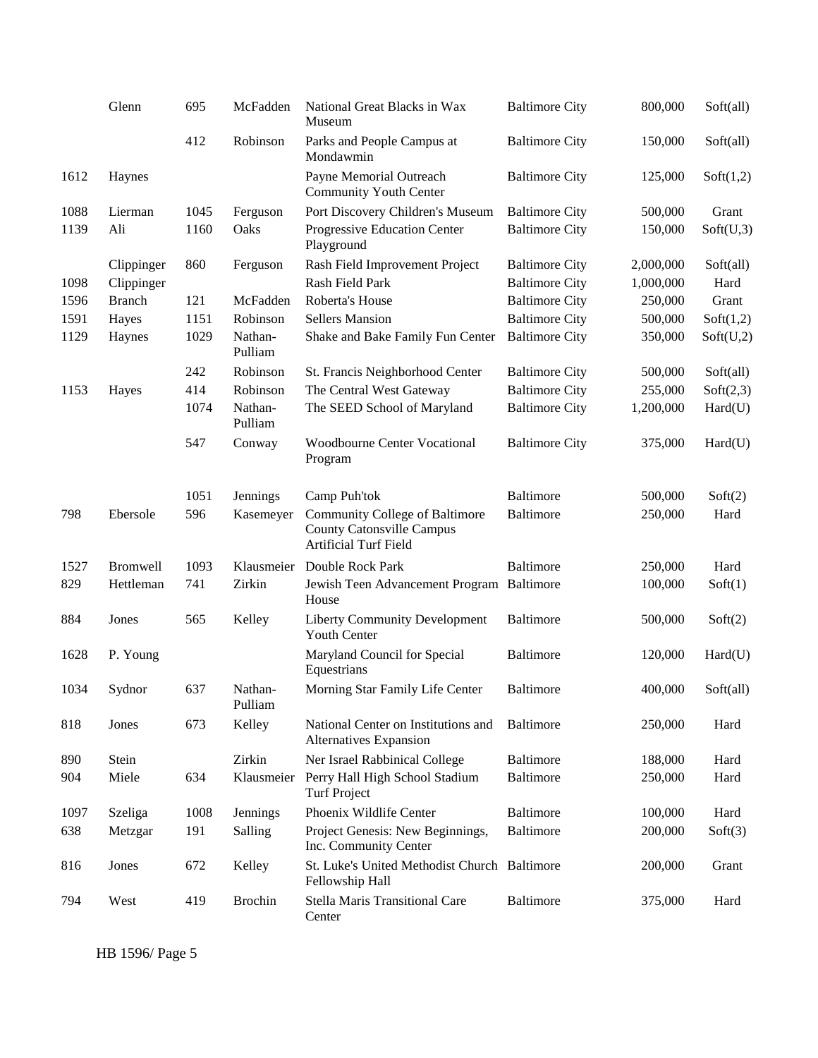| | | | | | | | |
|---|---|---|---|---|---|---|---|
| | Glenn | 695 | McFadden | National Great Blacks in Wax Museum | Baltimore City | 800,000 | Soft(all) |
| | | 412 | Robinson | Parks and People Campus at Mondawmin | Baltimore City | 150,000 | Soft(all) |
| 1612 | Haynes | | | Payne Memorial Outreach Community Youth Center | Baltimore City | 125,000 | Soft(1,2) |
| 1088 | Lierman | 1045 | Ferguson | Port Discovery Children's Museum | Baltimore City | 500,000 | Grant |
| 1139 | Ali | 1160 | Oaks | Progressive Education Center Playground | Baltimore City | 150,000 | Soft(U,3) |
| | Clippinger | 860 | Ferguson | Rash Field Improvement Project | Baltimore City | 2,000,000 | Soft(all) |
| 1098 | Clippinger | | | Rash Field Park | Baltimore City | 1,000,000 | Hard |
| 1596 | Branch | 121 | McFadden | Roberta's House | Baltimore City | 250,000 | Grant |
| 1591 | Hayes | 1151 | Robinson | Sellers Mansion | Baltimore City | 500,000 | Soft(1,2) |
| 1129 | Haynes | 1029 | Nathan-Pulliam | Shake and Bake Family Fun Center | Baltimore City | 350,000 | Soft(U,2) |
| | | 242 | Robinson | St. Francis Neighborhood Center | Baltimore City | 500,000 | Soft(all) |
| 1153 | Hayes | 414 | Robinson | The Central West Gateway | Baltimore City | 255,000 | Soft(2,3) |
| | | 1074 | Nathan-Pulliam | The SEED School of Maryland | Baltimore City | 1,200,000 | Hard(U) |
| | | 547 | Conway | Woodbourne Center Vocational Program | Baltimore City | 375,000 | Hard(U) |
| | | 1051 | Jennings | Camp Puh'tok | Baltimore | 500,000 | Soft(2) |
| 798 | Ebersole | 596 | Kasemeyer | Community College of Baltimore County Catonsville Campus Artificial Turf Field | Baltimore | 250,000 | Hard |
| 1527 | Bromwell | 1093 | Klausmeier | Double Rock Park | Baltimore | 250,000 | Hard |
| 829 | Hettleman | 741 | Zirkin | Jewish Teen Advancement Program House | Baltimore | 100,000 | Soft(1) |
| 884 | Jones | 565 | Kelley | Liberty Community Development Youth Center | Baltimore | 500,000 | Soft(2) |
| 1628 | P. Young | | | Maryland Council for Special Equestrians | Baltimore | 120,000 | Hard(U) |
| 1034 | Sydnor | 637 | Nathan-Pulliam | Morning Star Family Life Center | Baltimore | 400,000 | Soft(all) |
| 818 | Jones | 673 | Kelley | National Center on Institutions and Alternatives Expansion | Baltimore | 250,000 | Hard |
| 890 | Stein | | Zirkin | Ner Israel Rabbinical College | Baltimore | 188,000 | Hard |
| 904 | Miele | 634 | Klausmeier | Perry Hall High School Stadium Turf Project | Baltimore | 250,000 | Hard |
| 1097 | Szeliga | 1008 | Jennings | Phoenix Wildlife Center | Baltimore | 100,000 | Hard |
| 638 | Metzgar | 191 | Salling | Project Genesis: New Beginnings, Inc. Community Center | Baltimore | 200,000 | Soft(3) |
| 816 | Jones | 672 | Kelley | St. Luke's United Methodist Church Fellowship Hall | Baltimore | 200,000 | Grant |
| 794 | West | 419 | Brochin | Stella Maris Transitional Care Center | Baltimore | 375,000 | Hard |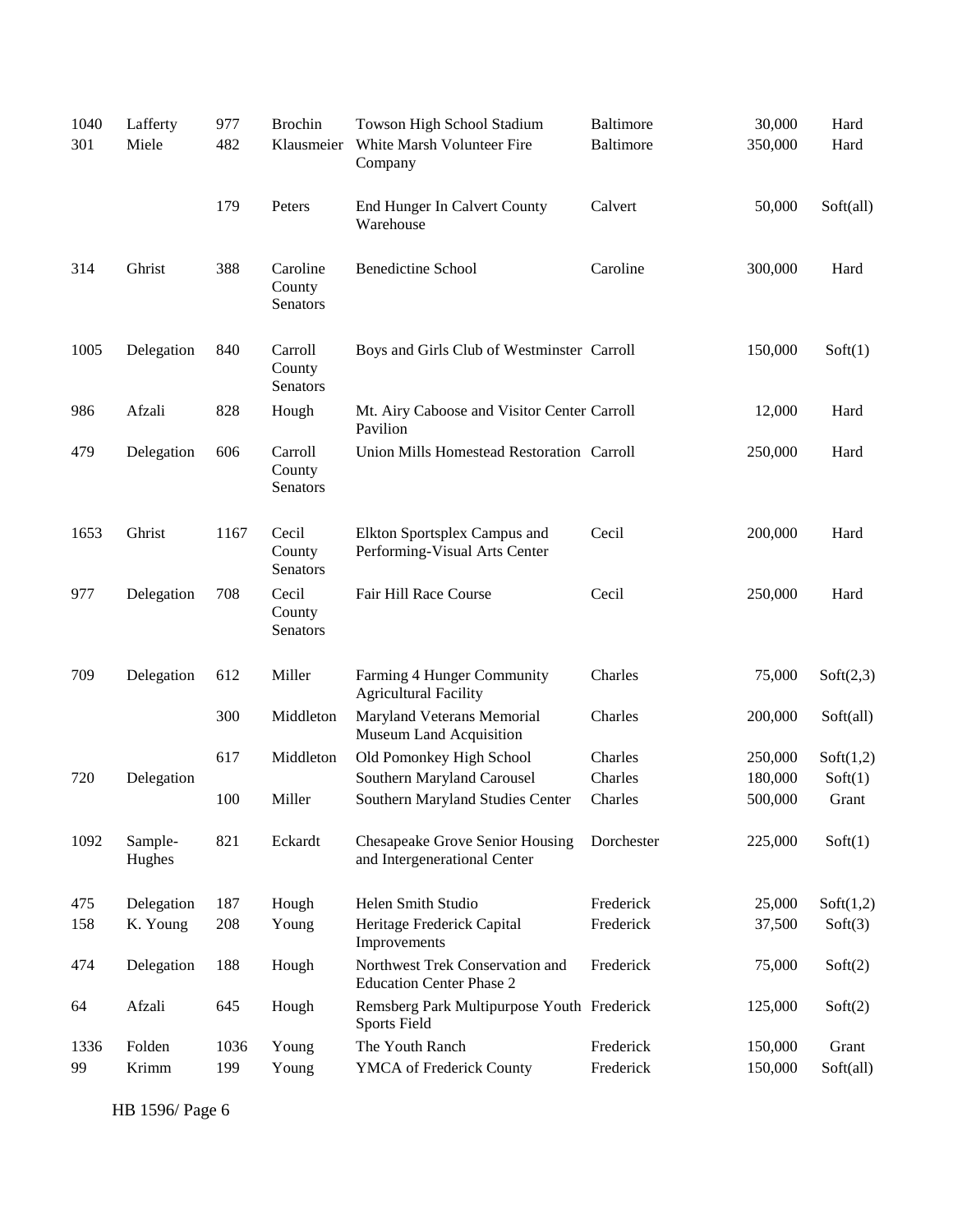| | | | | | | | |
|---|---|---|---|---|---|---|---|
| 1040 | Lafferty | 977 | Brochin | Towson High School Stadium | Baltimore | 30,000 | Hard |
| 301 | Miele | 482 | Klausmeier | White Marsh Volunteer Fire Company | Baltimore | 350,000 | Hard |
| | | 179 | Peters | End Hunger In Calvert County Warehouse | Calvert | 50,000 | Soft(all) |
| 314 | Ghrist | 388 | Caroline County Senators | Benedictine School | Caroline | 300,000 | Hard |
| 1005 | Delegation | 840 | Carroll County Senators | Boys and Girls Club of Westminster | Carroll | 150,000 | Soft(1) |
| 986 | Afzali | 828 | Hough | Mt. Airy Caboose and Visitor Center Pavilion | Carroll | 12,000 | Hard |
| 479 | Delegation | 606 | Carroll County Senators | Union Mills Homestead Restoration | Carroll | 250,000 | Hard |
| 1653 | Ghrist | 1167 | Cecil County Senators | Elkton Sportsplex Campus and Performing-Visual Arts Center | Cecil | 200,000 | Hard |
| 977 | Delegation | 708 | Cecil County Senators | Fair Hill Race Course | Cecil | 250,000 | Hard |
| 709 | Delegation | 612 | Miller | Farming 4 Hunger Community Agricultural Facility | Charles | 75,000 | Soft(2,3) |
| | | 300 | Middleton | Maryland Veterans Memorial Museum Land Acquisition | Charles | 200,000 | Soft(all) |
| | | 617 | Middleton | Old Pomonkey High School | Charles | 250,000 | Soft(1,2) |
| 720 | Delegation | | | Southern Maryland Carousel | Charles | 180,000 | Soft(1) |
| | | 100 | Miller | Southern Maryland Studies Center | Charles | 500,000 | Grant |
| 1092 | Sample-Hughes | 821 | Eckardt | Chesapeake Grove Senior Housing and Intergenerational Center | Dorchester | 225,000 | Soft(1) |
| 475 | Delegation | 187 | Hough | Helen Smith Studio | Frederick | 25,000 | Soft(1,2) |
| 158 | K. Young | 208 | Young | Heritage Frederick Capital Improvements | Frederick | 37,500 | Soft(3) |
| 474 | Delegation | 188 | Hough | Northwest Trek Conservation and Education Center Phase 2 | Frederick | 75,000 | Soft(2) |
| 64 | Afzali | 645 | Hough | Remsberg Park Multipurpose Youth Sports Field | Frederick | 125,000 | Soft(2) |
| 1336 | Folden | 1036 | Young | The Youth Ranch | Frederick | 150,000 | Grant |
| 99 | Krimm | 199 | Young | YMCA of Frederick County | Frederick | 150,000 | Soft(all) |

HB 1596/ Page 6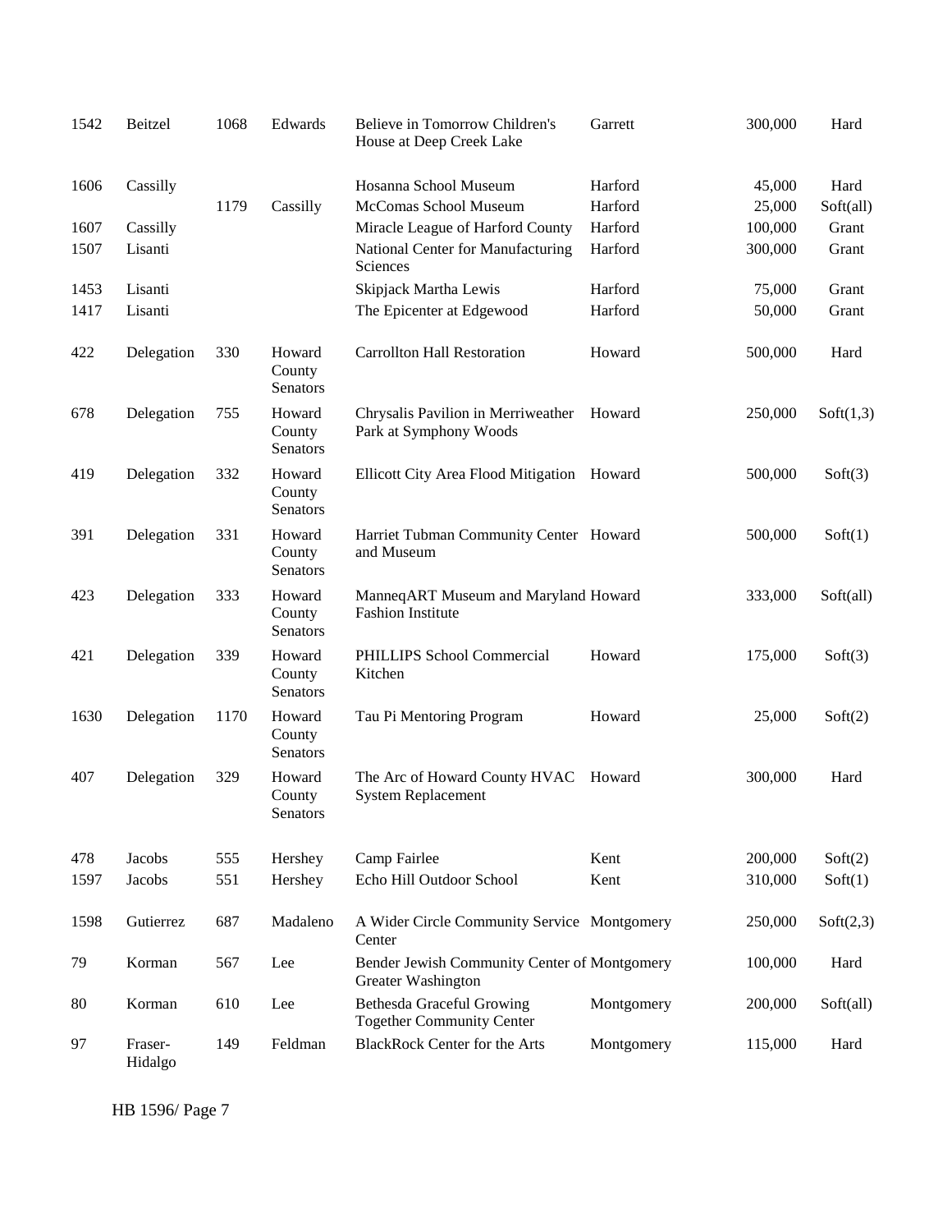| | | | | | | | |
|---|---|---|---|---|---|---|---|
| 1542 | Beitzel | 1068 | Edwards | Believe in Tomorrow Children's House at Deep Creek Lake | Garrett | 300,000 | Hard |
| 1606 | Cassilly | | | Hosanna School Museum | Harford | 45,000 | Hard |
| | | 1179 | Cassilly | McComas School Museum | Harford | 25,000 | Soft(all) |
| 1607 | Cassilly | | | Miracle League of Harford County | Harford | 100,000 | Grant |
| 1507 | Lisanti | | | National Center for Manufacturing Sciences | Harford | 300,000 | Grant |
| 1453 | Lisanti | | | Skipjack Martha Lewis | Harford | 75,000 | Grant |
| 1417 | Lisanti | | | The Epicenter at Edgewood | Harford | 50,000 | Grant |
| 422 | Delegation | 330 | Howard County Senators | Carrollton Hall Restoration | Howard | 500,000 | Hard |
| 678 | Delegation | 755 | Howard County Senators | Chrysalis Pavilion in Merriweather Park at Symphony Woods | Howard | 250,000 | Soft(1,3) |
| 419 | Delegation | 332 | Howard County Senators | Ellicott City Area Flood Mitigation | Howard | 500,000 | Soft(3) |
| 391 | Delegation | 331 | Howard County Senators | Harriet Tubman Community Center and Museum | Howard | 500,000 | Soft(1) |
| 423 | Delegation | 333 | Howard County Senators | ManneqART Museum and Maryland Fashion Institute | Howard | 333,000 | Soft(all) |
| 421 | Delegation | 339 | Howard County Senators | PHILLIPS School Commercial Kitchen | Howard | 175,000 | Soft(3) |
| 1630 | Delegation | 1170 | Howard County Senators | Tau Pi Mentoring Program | Howard | 25,000 | Soft(2) |
| 407 | Delegation | 329 | Howard County Senators | The Arc of Howard County HVAC System Replacement | Howard | 300,000 | Hard |
| 478 | Jacobs | 555 | Hershey | Camp Fairlee | Kent | 200,000 | Soft(2) |
| 1597 | Jacobs | 551 | Hershey | Echo Hill Outdoor School | Kent | 310,000 | Soft(1) |
| 1598 | Gutierrez | 687 | Madaleno | A Wider Circle Community Service Center | Montgomery | 250,000 | Soft(2,3) |
| 79 | Korman | 567 | Lee | Bender Jewish Community Center of Greater Washington | Montgomery | 100,000 | Hard |
| 80 | Korman | 610 | Lee | Bethesda Graceful Growing Together Community Center | Montgomery | 200,000 | Soft(all) |
| 97 | Fraser-Hidalgo | 149 | Feldman | BlackRock Center for the Arts | Montgomery | 115,000 | Hard |

HB 1596/ Page 7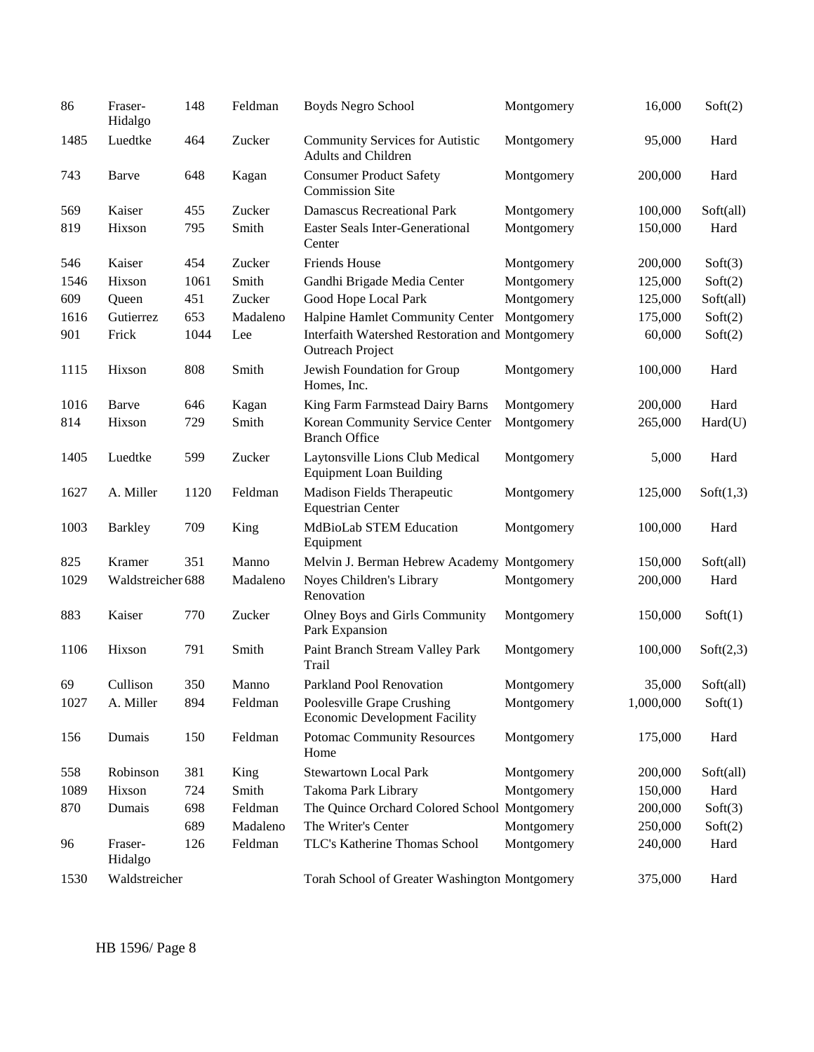| | | | | | | | |
|---|---|---|---|---|---|---|---|
| 86 | Fraser-Hidalgo | 148 | Feldman | Boyds Negro School | Montgomery | 16,000 | Soft(2) |
| 1485 | Luedtke | 464 | Zucker | Community Services for Autistic Adults and Children | Montgomery | 95,000 | Hard |
| 743 | Barve | 648 | Kagan | Consumer Product Safety Commission Site | Montgomery | 200,000 | Hard |
| 569 | Kaiser | 455 | Zucker | Damascus Recreational Park | Montgomery | 100,000 | Soft(all) |
| 819 | Hixson | 795 | Smith | Easter Seals Inter-Generational Center | Montgomery | 150,000 | Hard |
| 546 | Kaiser | 454 | Zucker | Friends House | Montgomery | 200,000 | Soft(3) |
| 1546 | Hixson | 1061 | Smith | Gandhi Brigade Media Center | Montgomery | 125,000 | Soft(2) |
| 609 | Queen | 451 | Zucker | Good Hope Local Park | Montgomery | 125,000 | Soft(all) |
| 1616 | Gutierrez | 653 | Madaleno | Halpine Hamlet Community Center | Montgomery | 175,000 | Soft(2) |
| 901 | Frick | 1044 | Lee | Interfaith Watershed Restoration and Outreach Project | Montgomery | 60,000 | Soft(2) |
| 1115 | Hixson | 808 | Smith | Jewish Foundation for Group Homes, Inc. | Montgomery | 100,000 | Hard |
| 1016 | Barve | 646 | Kagan | King Farm Farmstead Dairy Barns | Montgomery | 200,000 | Hard |
| 814 | Hixson | 729 | Smith | Korean Community Service Center Branch Office | Montgomery | 265,000 | Hard(U) |
| 1405 | Luedtke | 599 | Zucker | Laytonsville Lions Club Medical Equipment Loan Building | Montgomery | 5,000 | Hard |
| 1627 | A. Miller | 1120 | Feldman | Madison Fields Therapeutic Equestrian Center | Montgomery | 125,000 | Soft(1,3) |
| 1003 | Barkley | 709 | King | MdBioLab STEM Education Equipment | Montgomery | 100,000 | Hard |
| 825 | Kramer | 351 | Manno | Melvin J. Berman Hebrew Academy | Montgomery | 150,000 | Soft(all) |
| 1029 | Waldstreicher | 688 | Madaleno | Noyes Children's Library Renovation | Montgomery | 200,000 | Hard |
| 883 | Kaiser | 770 | Zucker | Olney Boys and Girls Community Park Expansion | Montgomery | 150,000 | Soft(1) |
| 1106 | Hixson | 791 | Smith | Paint Branch Stream Valley Park Trail | Montgomery | 100,000 | Soft(2,3) |
| 69 | Cullison | 350 | Manno | Parkland Pool Renovation | Montgomery | 35,000 | Soft(all) |
| 1027 | A. Miller | 894 | Feldman | Poolesville Grape Crushing Economic Development Facility | Montgomery | 1,000,000 | Soft(1) |
| 156 | Dumais | 150 | Feldman | Potomac Community Resources Home | Montgomery | 175,000 | Hard |
| 558 | Robinson | 381 | King | Stewartown Local Park | Montgomery | 200,000 | Soft(all) |
| 1089 | Hixson | 724 | Smith | Takoma Park Library | Montgomery | 150,000 | Hard |
| 870 | Dumais | 698 | Feldman | The Quince Orchard Colored School | Montgomery | 200,000 | Soft(3) |
| | | 689 | Madaleno | The Writer's Center | Montgomery | 250,000 | Soft(2) |
| 96 | Fraser-Hidalgo | 126 | Feldman | TLC's Katherine Thomas School | Montgomery | 240,000 | Hard |
| 1530 | Waldstreicher | | | Torah School of Greater Washington | Montgomery | 375,000 | Hard |

HB 1596/ Page 8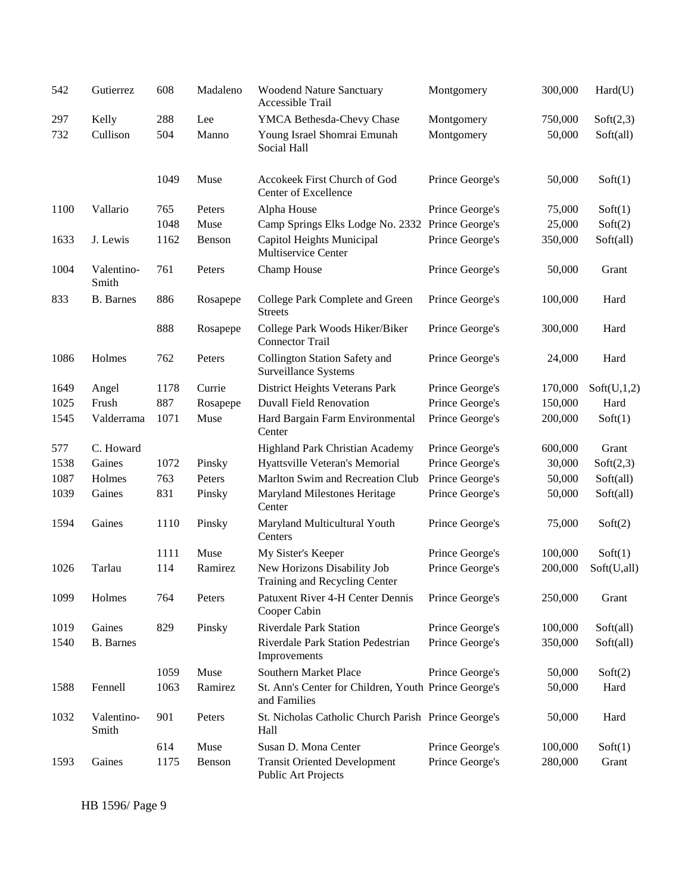| | | | | | | | |
|---|---|---|---|---|---|---|---|
| 542 | Gutierrez | 608 | Madaleno | Woodend Nature Sanctuary Accessible Trail | Montgomery | 300,000 | Hard(U) |
| 297 | Kelly | 288 | Lee | YMCA Bethesda-Chevy Chase | Montgomery | 750,000 | Soft(2,3) |
| 732 | Cullison | 504 | Manno | Young Israel Shomrai Emunah Social Hall | Montgomery | 50,000 | Soft(all) |
| | | 1049 | Muse | Accokeek First Church of God Center of Excellence | Prince George's | 50,000 | Soft(1) |
| 1100 | Vallario | 765 | Peters | Alpha House | Prince George's | 75,000 | Soft(1) |
| | | 1048 | Muse | Camp Springs Elks Lodge No. 2332 | Prince George's | 25,000 | Soft(2) |
| 1633 | J. Lewis | 1162 | Benson | Capitol Heights Municipal Multiservice Center | Prince George's | 350,000 | Soft(all) |
| 1004 | Valentino-Smith | 761 | Peters | Champ House | Prince George's | 50,000 | Grant |
| 833 | B. Barnes | 886 | Rosapepe | College Park Complete and Green Streets | Prince George's | 100,000 | Hard |
| | | 888 | Rosapepe | College Park Woods Hiker/Biker Connector Trail | Prince George's | 300,000 | Hard |
| 1086 | Holmes | 762 | Peters | Collington Station Safety and Surveillance Systems | Prince George's | 24,000 | Hard |
| 1649 | Angel | 1178 | Currie | District Heights Veterans Park | Prince George's | 170,000 | Soft(U,1,2) |
| 1025 | Frush | 887 | Rosapepe | Duvall Field Renovation | Prince George's | 150,000 | Hard |
| 1545 | Valderrama | 1071 | Muse | Hard Bargain Farm Environmental Center | Prince George's | 200,000 | Soft(1) |
| 577 | C. Howard | | | Highland Park Christian Academy | Prince George's | 600,000 | Grant |
| 1538 | Gaines | 1072 | Pinsky | Hyattsville Veteran's Memorial | Prince George's | 30,000 | Soft(2,3) |
| 1087 | Holmes | 763 | Peters | Marlton Swim and Recreation Club | Prince George's | 50,000 | Soft(all) |
| 1039 | Gaines | 831 | Pinsky | Maryland Milestones Heritage Center | Prince George's | 50,000 | Soft(all) |
| 1594 | Gaines | 1110 | Pinsky | Maryland Multicultural Youth Centers | Prince George's | 75,000 | Soft(2) |
| | | 1111 | Muse | My Sister's Keeper | Prince George's | 100,000 | Soft(1) |
| 1026 | Tarlau | 114 | Ramirez | New Horizons Disability Job Training and Recycling Center | Prince George's | 200,000 | Soft(U,all) |
| 1099 | Holmes | 764 | Peters | Patuxent River 4-H Center Dennis Cooper Cabin | Prince George's | 250,000 | Grant |
| 1019 | Gaines | 829 | Pinsky | Riverdale Park Station | Prince George's | 100,000 | Soft(all) |
| 1540 | B. Barnes | | | Riverdale Park Station Pedestrian Improvements | Prince George's | 350,000 | Soft(all) |
| | | 1059 | Muse | Southern Market Place | Prince George's | 50,000 | Soft(2) |
| 1588 | Fennell | 1063 | Ramirez | St. Ann's Center for Children, Youth and Families | Prince George's | 50,000 | Hard |
| 1032 | Valentino-Smith | 901 | Peters | St. Nicholas Catholic Church Parish Hall | Prince George's | 50,000 | Hard |
| | | 614 | Muse | Susan D. Mona Center | Prince George's | 100,000 | Soft(1) |
| 1593 | Gaines | 1175 | Benson | Transit Oriented Development Public Art Projects | Prince George's | 280,000 | Grant |

HB 1596/ Page 9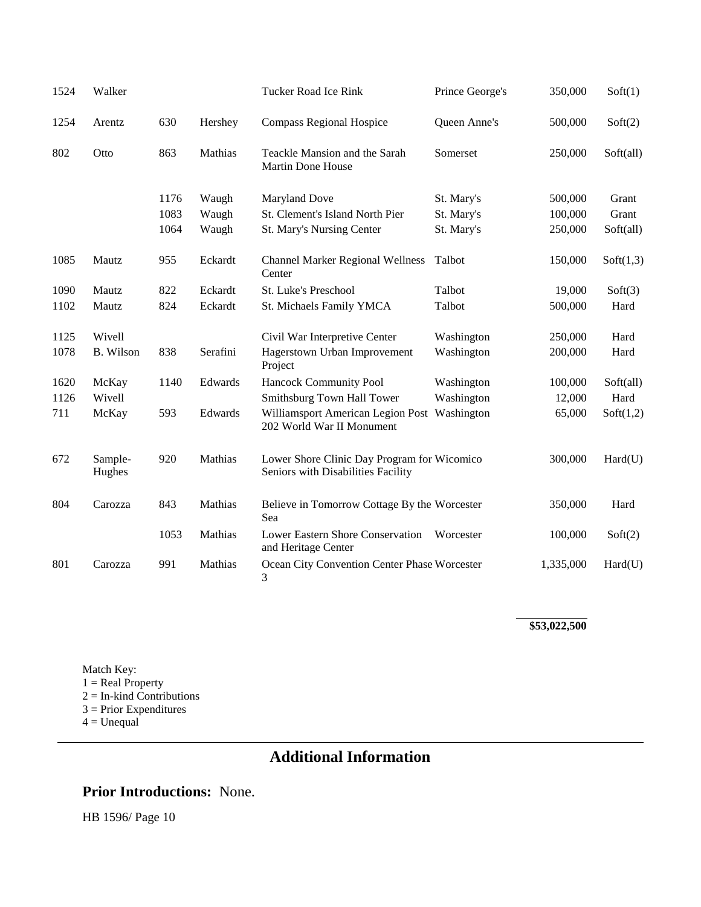| | | | | | | | |
|---|---|---|---|---|---|---|---|
| 1524 | Walker | | | Tucker Road Ice Rink | Prince George's | 350,000 | Soft(1) |
| 1254 | Arentz | 630 | Hershey | Compass Regional Hospice | Queen Anne's | 500,000 | Soft(2) |
| 802 | Otto | 863 | Mathias | Teackle Mansion and the Sarah Martin Done House | Somerset | 250,000 | Soft(all) |
| | | 1176 | Waugh | Maryland Dove | St. Mary's | 500,000 | Grant |
| | | 1083 | Waugh | St. Clement's Island North Pier | St. Mary's | 100,000 | Grant |
| | | 1064 | Waugh | St. Mary's Nursing Center | St. Mary's | 250,000 | Soft(all) |
| 1085 | Mautz | 955 | Eckardt | Channel Marker Regional Wellness Center | Talbot | 150,000 | Soft(1,3) |
| 1090 | Mautz | 822 | Eckardt | St. Luke's Preschool | Talbot | 19,000 | Soft(3) |
| 1102 | Mautz | 824 | Eckardt | St. Michaels Family YMCA | Talbot | 500,000 | Hard |
| 1125 | Wivell | | | Civil War Interpretive Center | Washington | 250,000 | Hard |
| 1078 | B. Wilson | 838 | Serafini | Hagerstown Urban Improvement Project | Washington | 200,000 | Hard |
| 1620 | McKay | 1140 | Edwards | Hancock Community Pool | Washington | 100,000 | Soft(all) |
| 1126 | Wivell | | | Smithsburg Town Hall Tower | Washington | 12,000 | Hard |
| 711 | McKay | 593 | Edwards | Williamsport American Legion Post 202 World War II Monument | Washington | 65,000 | Soft(1,2) |
| 672 | Sample-Hughes | 920 | Mathias | Lower Shore Clinic Day Program for Seniors with Disabilities Facility | Wicomico | 300,000 | Hard(U) |
| 804 | Carozza | 843 | Mathias | Believe in Tomorrow Cottage By the Sea | Worcester | 350,000 | Hard |
| | | 1053 | Mathias | Lower Eastern Shore Conservation and Heritage Center | Worcester | 100,000 | Soft(2) |
| 801 | Carozza | 991 | Mathias | Ocean City Convention Center Phase 3 | Worcester | 1,335,000 | Hard(U) |
| | | | | | | **$53,022,500** | |

Match Key:
1 = Real Property
2 = In-kind Contributions
3 = Prior Expenditures
4 = Unequal

## Additional Information

**Prior Introductions:** None.

HB 1596/ Page 10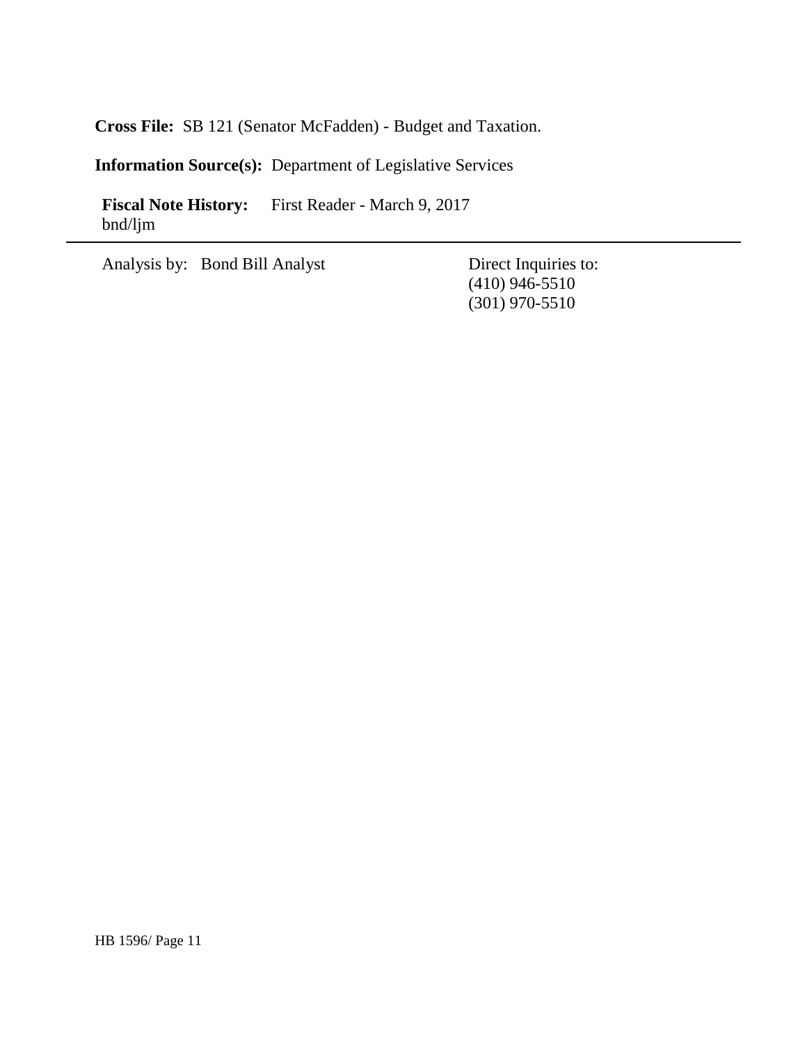**Cross File:** SB 121 (Senator McFadden) - Budget and Taxation.

**Information Source(s):** Department of Legislative Services

**Fiscal Note History:** First Reader - March 9, 2017
bnd/ljm

---

Analysis by: Bond Bill Analyst

Direct Inquiries to:
(410) 946-5510
(301) 970-5510